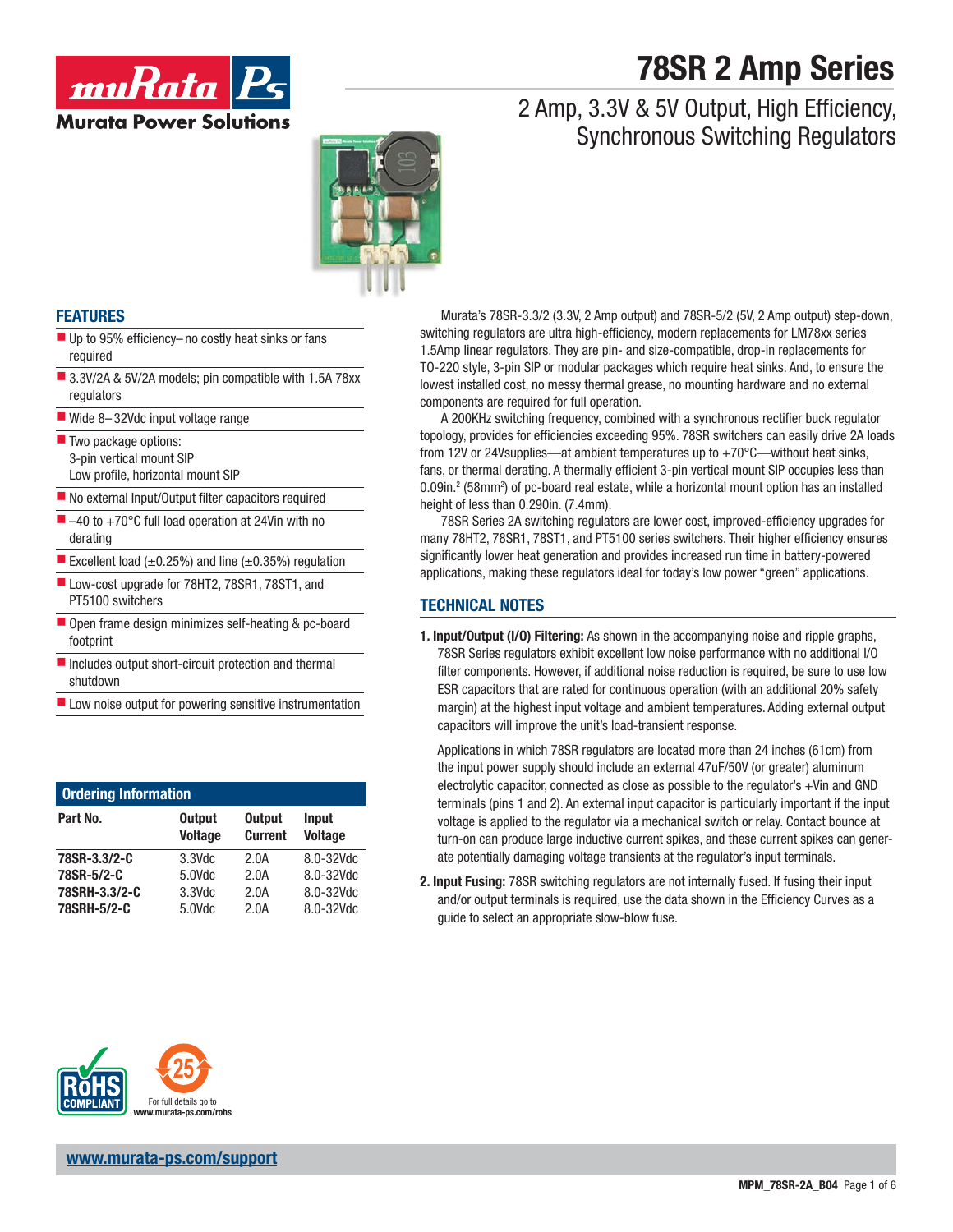# 78SR 2 Amp Series

## 2 Amp, 3.3V & 5V Output, High Efficiency, Synchronous Switching Regulators

## FEATURES

- Up to 95% efficiency– no costly heat sinks or fans required
- 3.3V/2A & 5V/2A models; pin compatible with 1.5A 78xx regulators
- Wide 8– 32Vdc input voltage range
- Two package options:
  3-pin vertical mount SIP
  Low profile, horizontal mount SIP
- No external Input/Output filter capacitors required
- –40 to +70°C full load operation at 24Vin with no derating
- Excellent load (±0.25%) and line (±0.35%) regulation
- Low-cost upgrade for 78HT2, 78SR1, 78ST1, and PT5100 switchers
- Open frame design minimizes self-heating & pc-board footprint
- Includes output short-circuit protection and thermal shutdown
- Low noise output for powering sensitive instrumentation

Murata's 78SR-3.3/2 (3.3V, 2 Amp output) and 78SR-5/2 (5V, 2 Amp output) step-down, switching regulators are ultra high-efficiency, modern replacements for LM78xx series 1.5Amp linear regulators. They are pin- and size-compatible, drop-in replacements for TO-220 style, 3-pin SIP or modular packages which require heat sinks. And, to ensure the lowest installed cost, no messy thermal grease, no mounting hardware and no external components are required for full operation.

A 200KHz switching frequency, combined with a synchronous rectifier buck regulator topology, provides for efficiencies exceeding 95%. 78SR switchers can easily drive 2A loads from 12V or 24Vsupplies—at ambient temperatures up to +70°C—without heat sinks, fans, or thermal derating. A thermally efficient 3-pin vertical mount SIP occupies less than 0.09in.$^2$ (58mm$^2$) of pc-board real estate, while a horizontal mount option has an installed height of less than 0.290in. (7.4mm).

78SR Series 2A switching regulators are lower cost, improved-efficiency upgrades for many 78HT2, 78SR1, 78ST1, and PT5100 series switchers. Their higher efficiency ensures significantly lower heat generation and provides increased run time in battery-powered applications, making these regulators ideal for today's low power "green" applications.

## Ordering Information

| Part No. | Output Voltage | Output Current | Input Voltage |
|---|---|---|---|
| 78SR-3.3/2-C | 3.3Vdc | 2.0A | 8.0-32Vdc |
| 78SR-5/2-C | 5.0Vdc | 2.0A | 8.0-32Vdc |
| 78SRH-3.3/2-C | 3.3Vdc | 2.0A | 8.0-32Vdc |
| 78SRH-5/2-C | 5.0Vdc | 2.0A | 8.0-32Vdc |

## TECHNICAL NOTES

**1. Input/Output (I/O) Filtering:** As shown in the accompanying noise and ripple graphs, 78SR Series regulators exhibit excellent low noise performance with no additional I/O filter components. However, if additional noise reduction is required, be sure to use low ESR capacitors that are rated for continuous operation (with an additional 20% safety margin) at the highest input voltage and ambient temperatures. Adding external output capacitors will improve the unit's load-transient response.

Applications in which 78SR regulators are located more than 24 inches (61cm) from the input power supply should include an external 47uF/50V (or greater) aluminum electrolytic capacitor, connected as close as possible to the regulator's +Vin and GND terminals (pins 1 and 2). An external input capacitor is particularly important if the input voltage is applied to the regulator via a mechanical switch or relay. Contact bounce at turn-on can produce large inductive current spikes, and these current spikes can generate potentially damaging voltage transients at the regulator's input terminals.

**2. Input Fusing:** 78SR switching regulators are not internally fused. If fusing their input and/or output terminals is required, use the data shown in the Efficiency Curves as a guide to select an appropriate slow-blow fuse.

RoHS COMPLIANT

For full details go to www.murata-ps.com/rohs

www.murata-ps.com/support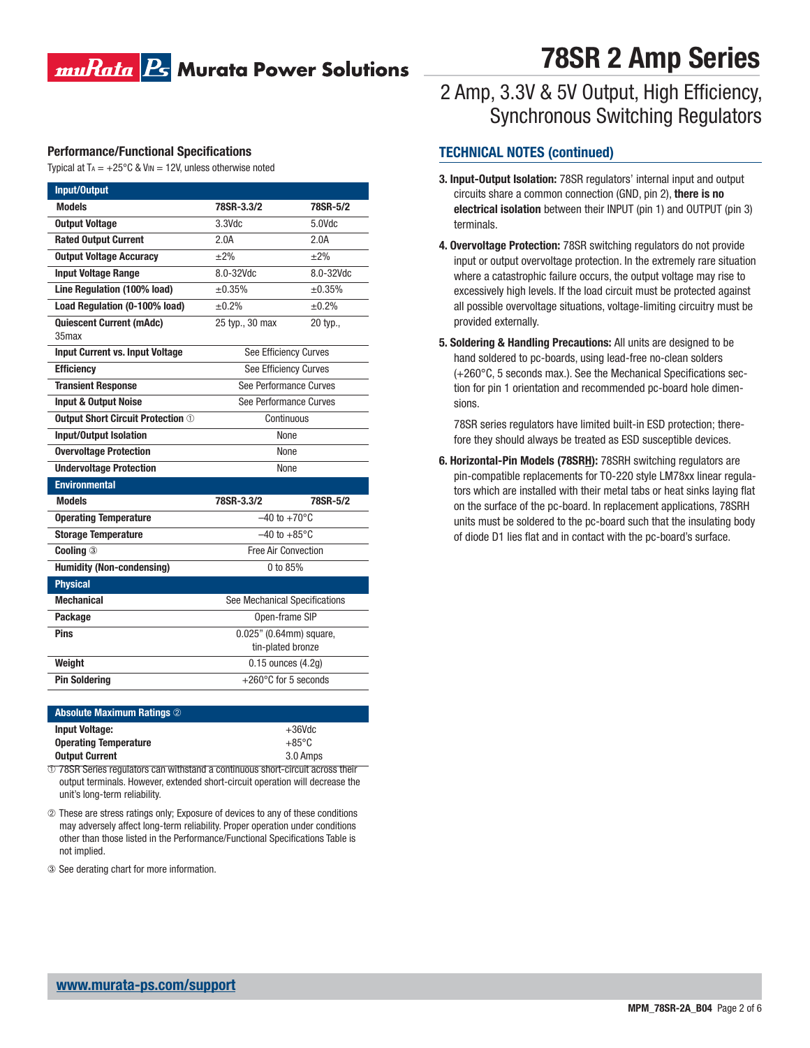## Performance/Functional Specifications

Typical at $T_A$ = +25°C & $V_{IN}$ = 12V, unless otherwise noted

| Input/Output | | |
|---|---|---|
| **Models** | **78SR-3.3/2** | **78SR-5/2** |
| **Output Voltage** | 3.3Vdc | 5.0Vdc |
| **Rated Output Current** | 2.0A | 2.0A |
| **Output Voltage Accuracy** | ±2% | ±2% |
| **Input Voltage Range** | 8.0-32Vdc | 8.0-32Vdc |
| **Line Regulation (100% load)** | ±0.35% | ±0.35% |
| **Load Regulation (0-100% load)** | ±0.2% | ±0.2% |
| **Quiescent Current (mAdc)** 35max | 25 typ., 30 max | 20 typ., |
| **Input Current vs. Input Voltage** | See Efficiency Curves | |
| **Efficiency** | See Efficiency Curves | |
| **Transient Response** | See Performance Curves | |
| **Input & Output Noise** | See Performance Curves | |
| **Output Short Circuit Protection** ① | Continuous | |
| **Input/Output Isolation** | None | |
| **Overvoltage Protection** | None | |
| **Undervoltage Protection** | None | |
| **Environmental** | | |
| **Models** | **78SR-3.3/2** | **78SR-5/2** |
| **Operating Temperature** | –40 to +70°C | |
| **Storage Temperature** | –40 to +85°C | |
| **Cooling** ③ | Free Air Convection | |
| **Humidity (Non-condensing)** | 0 to 85% | |
| **Physical** | | |
| **Mechanical** | See Mechanical Specifications | |
| **Package** | Open-frame SIP | |
| **Pins** | 0.025" (0.64mm) square, tin-plated bronze | |
| **Weight** | 0.15 ounces (4.2g) | |
| **Pin Soldering** | +260°C for 5 seconds | |

| Absolute Maximum Ratings ② | |
|---|---|
| **Input Voltage:** | +36Vdc |
| **Operating Temperature** | +85°C |
| **Output Current** | 3.0 Amps |

① 78SR Series regulators can withstand a continuous short-circuit across their output terminals. However, extended short-circuit operation will decrease the unit's long-term reliability.

② These are stress ratings only; Exposure of devices to any of these conditions may adversely affect long-term reliability. Proper operation under conditions other than those listed in the Performance/Functional Specifications Table is not implied.

③ See derating chart for more information.

## TECHNICAL NOTES (continued)

**3. Input-Output Isolation:** 78SR regulators' internal input and output circuits share a common connection (GND, pin 2), **there is no electrical isolation** between their INPUT (pin 1) and OUTPUT (pin 3) terminals.

**4. Overvoltage Protection:** 78SR switching regulators do not provide input or output overvoltage protection. In the extremely rare situation where a catastrophic failure occurs, the output voltage may rise to excessively high levels. If the load circuit must be protected against all possible overvoltage situations, voltage-limiting circuitry must be provided externally.

**5. Soldering & Handling Precautions:** All units are designed to be hand soldered to pc-boards, using lead-free no-clean solders (+260°C, 5 seconds max.). See the Mechanical Specifications section for pin 1 orientation and recommended pc-board hole dimensions.

78SR series regulators have limited built-in ESD protection; therefore they should always be treated as ESD susceptible devices.

**6. Horizontal-Pin Models (78SRH):** 78SRH switching regulators are pin-compatible replacements for TO-220 style LM78xx linear regulators which are installed with their metal tabs or heat sinks laying flat on the surface of the pc-board. In replacement applications, 78SRH units must be soldered to the pc-board such that the insulating body of diode D1 lies flat and in contact with the pc-board's surface.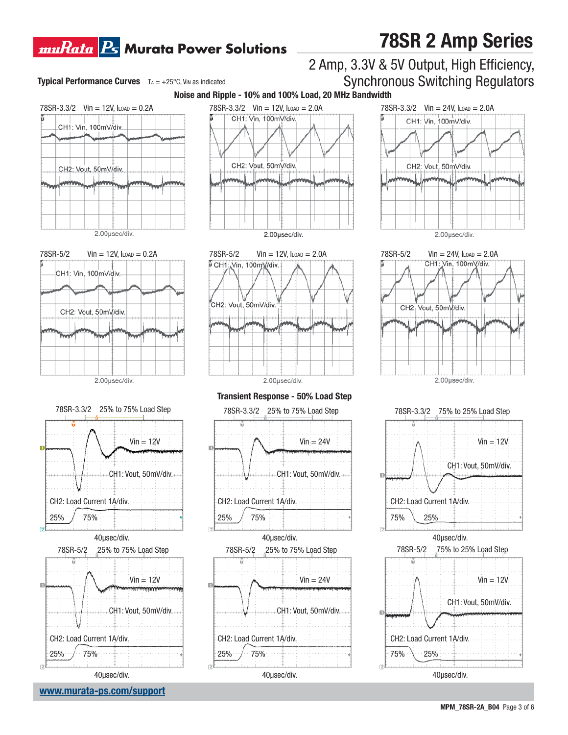## Typical Performance Curves

$T_A$ = +25°C, $V_{IN}$ as indicated

### Noise and Ripple - 10% and 100% Load, 20 MHz Bandwidth

78SR-3.3/2 Vin = 12V, $I_{LOAD}$ = 0.2A

CH1: Vin, 100mV/div.

CH2: Vout, 50mV/div.

2.00µsec/div.

78SR-3.3/2 Vin = 12V, $I_{LOAD}$ = 2.0A

CH1: Vin, 100mV/div.

CH2: Vout, 50mV/div.

2.00µsec/div.

78SR-3.3/2 Vin = 24V, $I_{LOAD}$ = 2.0A

CH1: Vin, 100mV/div.

CH2: Vout, 50mV/div.

2.00µsec/div.

78SR-5/2 Vin = 12V, $I_{LOAD}$ = 0.2A

CH1: Vin, 100mV/div.

CH2: Vout, 50mV/div.

2.00µsec/div.

78SR-5/2 Vin = 12V, $I_{LOAD}$ = 2.0A

CH1: Vin, 100mV/div.

CH2: Vout, 50mV/div.

2.00µsec/div.

78SR-5/2 Vin = 24V, $I_{LOAD}$ = 2.0A

CH1: Vin, 100mV/div.

CH2: Vout, 50mV/div.

2.00µsec/div.

### Transient Response - 50% Load Step

78SR-3.3/2 25% to 75% Load Step

Vin = 12V

CH1: Vout, 50mV/div.

CH2: Load Current 1A/div.

25% 75%

40µsec/div.

78SR-3.3/2 25% to 75% Load Step

Vin = 24V

CH1: Vout, 50mV/div.

CH2: Load Current 1A/div.

25% 75%

40µsec/div.

78SR-3.3/2 75% to 25% Load Step

Vin = 12V

CH1: Vout, 50mV/div.

CH2: Load Current 1A/div.

75% 25%

40µsec/div.

78SR-5/2 25% to 75% Load Step

Vin = 12V

CH1: Vout, 50mV/div.

CH2: Load Current 1A/div.

25% 75%

40µsec/div.

78SR-5/2 25% to 75% Load Step

Vin = 24V

CH1: Vout, 50mV/div.

CH2: Load Current 1A/div.

25% 75%

40µsec/div.

78SR-5/2 75% to 25% Load Step

Vin = 12V

CH1: Vout, 50mV/div.

CH2: Load Current 1A/div.

75% 25%

40µsec/div.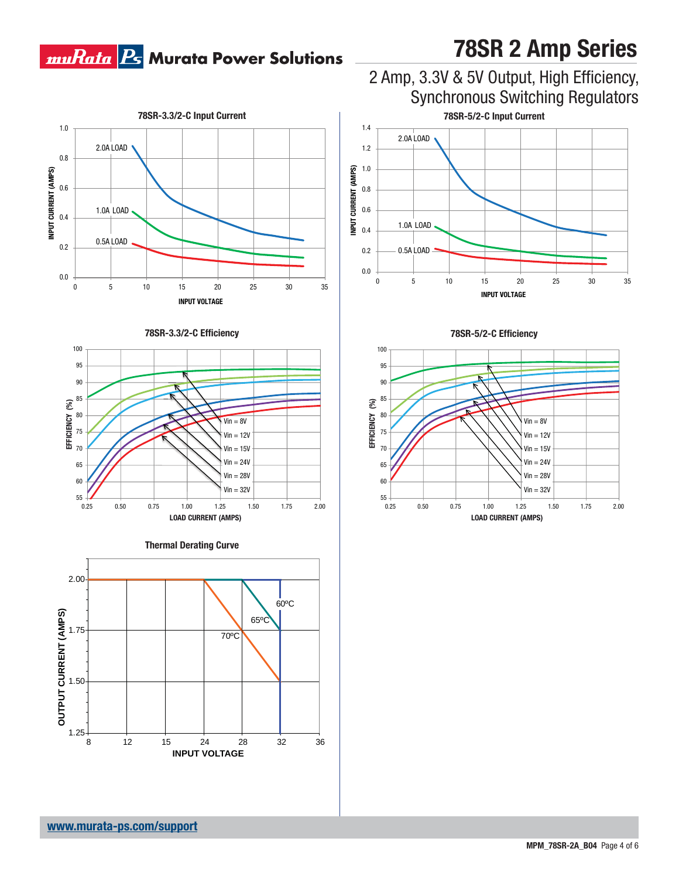# 78SR 2 Amp Series

## 2 Amp, 3.3V & 5V Output, High Efficiency, Synchronous Switching Regulators

### 78SR-3.3/2-C Input Current

INPUT CURRENT (AMPS) vs INPUT VOLTAGE

2.0A LOAD
1.0A LOAD
0.5A LOAD

### 78SR-5/2-C Input Current

INPUT CURRENT (AMPS) vs INPUT VOLTAGE

2.0A LOAD
1.0A LOAD
0.5A LOAD

### 78SR-3.3/2-C Efficiency

EFFICIENCY (%) vs LOAD CURRENT (AMPS)

Vin = 8V
Vin = 12V
Vin = 15V
Vin = 24V
Vin = 28V
Vin = 32V

### 78SR-5/2-C Efficiency

EFFICIENCY (%) vs LOAD CURRENT (AMPS)

Vin = 8V
Vin = 12V
Vin = 15V
Vin = 24V
Vin = 28V
Vin = 32V

### Thermal Derating Curve

OUTPUT CURRENT (AMPS) vs INPUT VOLTAGE

60ºC
65ºC
70ºC

www.murata-ps.com/support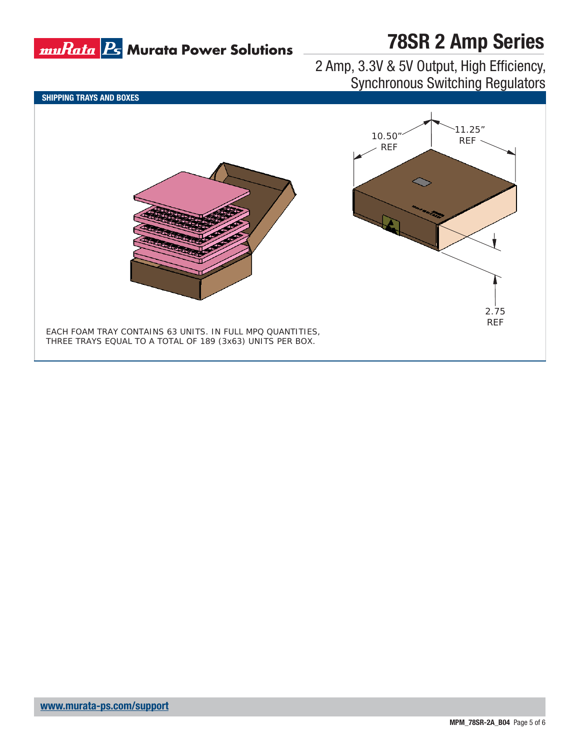## SHIPPING TRAYS AND BOXES

10.50" REF

11.25" REF

2.75 REF

EACH FOAM TRAY CONTAINS 63 UNITS. IN FULL MPQ QUANTITIES, THREE TRAYS EQUAL TO A TOTAL OF 189 (3x63) UNITS PER BOX.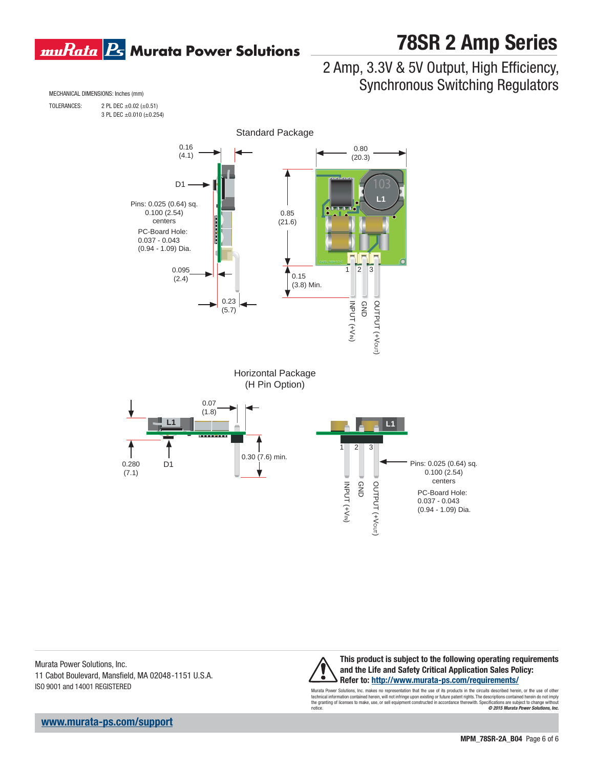MECHANICAL DIMENSIONS: Inches (mm)

TOLERANCES: 2 PL DEC ±0.02 (±0.51)
3 PL DEC ±0.010 (±0.254)

## Standard Package

0.16
(4.1)

D1

Pins: 0.025 (0.64) sq.
0.100 (2.54)
centers

PC-Board Hole:
0.037 - 0.043
(0.94 - 1.09) Dia.

0.095
(2.4)

0.23
(5.7)

0.80
(20.3)

0.85
(21.6)

0.15
(3.8) Min.

103
L1

1 2 3

INPUT ($+V_{IN}$)
GND
OUTPUT ($+V_{OUT}$)

## Horizontal Package
(H Pin Option)

0.07
(1.8)

L1

0.280
(7.1)

D1

0.30 (7.6) min.

L1

1 2 3

INPUT ($+V_{IN}$)
GND
OUTPUT ($+V_{OUT}$)

Pins: 0.025 (0.64) sq.
0.100 (2.54)
centers

PC-Board Hole:
0.037 - 0.043
(0.94 - 1.09) Dia.

Murata Power Solutions, Inc.
11 Cabot Boulevard, Mansfield, MA 02048-1151 U.S.A.
ISO 9001 and 14001 REGISTERED

**This product is subject to the following operating requirements and the Life and Safety Critical Application Sales Policy:**
**Refer to: http://www.murata-ps.com/requirements/**

Murata Power Solutions, Inc. makes no representation that the use of its products in the circuits described herein, or the use of other technical information contained herein, will not infringe upon existing or future patent rights. The descriptions contained herein do not imply the granting of licenses to make, use, or sell equipment constructed in accordance therewith. Specifications are subject to change without notice.
*© 2015 Murata Power Solutions, Inc.*

**www.murata-ps.com/support**